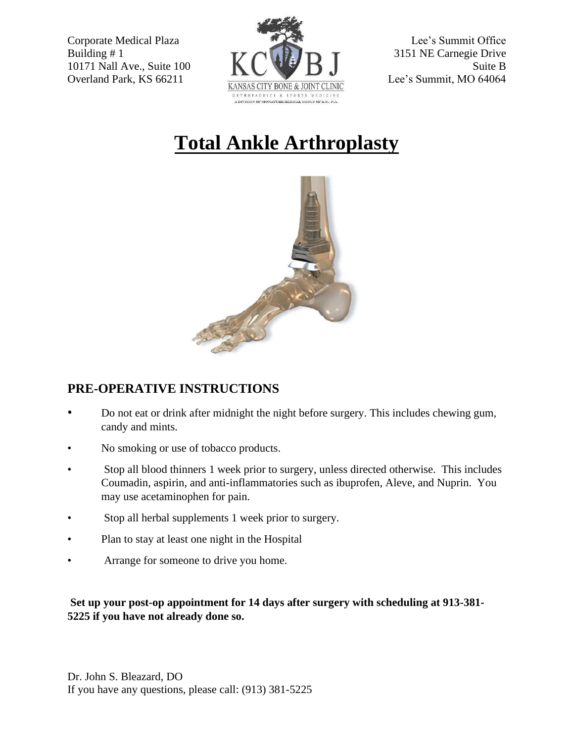Corporate Medical Plaza
Building # 1
10171 Nall Ave., Suite 100
Overland Park, KS 66211

Lee's Summit Office
3151 NE Carnegie Drive
Suite B
Lee's Summit, MO 64064

# Total Ankle Arthroplasty

## PRE-OPERATIVE INSTRUCTIONS

- Do not eat or drink after midnight the night before surgery. This includes chewing gum, candy and mints.
- No smoking or use of tobacco products.
- Stop all blood thinners 1 week prior to surgery, unless directed otherwise. This includes Coumadin, aspirin, and anti-inflammatories such as ibuprofen, Aleve, and Nuprin. You may use acetaminophen for pain.
- Stop all herbal supplements 1 week prior to surgery.
- Plan to stay at least one night in the Hospital
- Arrange for someone to drive you home.

**Set up your post-op appointment for 14 days after surgery with scheduling at 913-381-5225 if you have not already done so.**

Dr. John S. Bleazard, DO
If you have any questions, please call: (913) 381-5225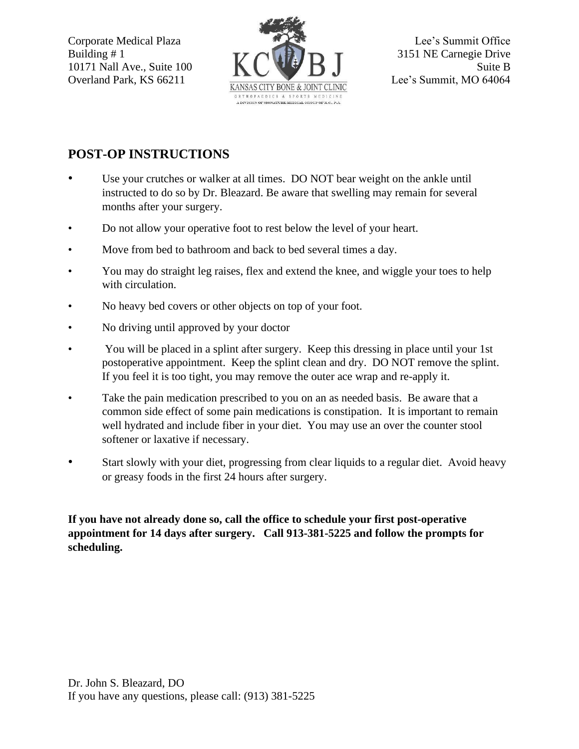Corporate Medical Plaza
Building # 1
10171 Nall Ave., Suite 100
Overland Park, KS 66211

KCBJ
KANSAS CITY BONE & JOINT CLINIC
ORTHOPAEDICS & SPORTS MEDICINE
A DIVISION OF SIGNATURE MEDICAL GROUP OF K.C., P.A.

Lee's Summit Office
3151 NE Carnegie Drive
Suite B
Lee's Summit, MO 64064

## POST-OP INSTRUCTIONS

- Use your crutches or walker at all times. DO NOT bear weight on the ankle until instructed to do so by Dr. Bleazard. Be aware that swelling may remain for several months after your surgery.
- Do not allow your operative foot to rest below the level of your heart.
- Move from bed to bathroom and back to bed several times a day.
- You may do straight leg raises, flex and extend the knee, and wiggle your toes to help with circulation.
- No heavy bed covers or other objects on top of your foot.
- No driving until approved by your doctor
- You will be placed in a splint after surgery. Keep this dressing in place until your 1st postoperative appointment. Keep the splint clean and dry. DO NOT remove the splint. If you feel it is too tight, you may remove the outer ace wrap and re-apply it.
- Take the pain medication prescribed to you on an as needed basis. Be aware that a common side effect of some pain medications is constipation. It is important to remain well hydrated and include fiber in your diet. You may use an over the counter stool softener or laxative if necessary.
- Start slowly with your diet, progressing from clear liquids to a regular diet. Avoid heavy or greasy foods in the first 24 hours after surgery.

**If you have not already done so, call the office to schedule your first post-operative appointment for 14 days after surgery. Call 913-381-5225 and follow the prompts for scheduling.**

Dr. John S. Bleazard, DO
If you have any questions, please call: (913) 381-5225